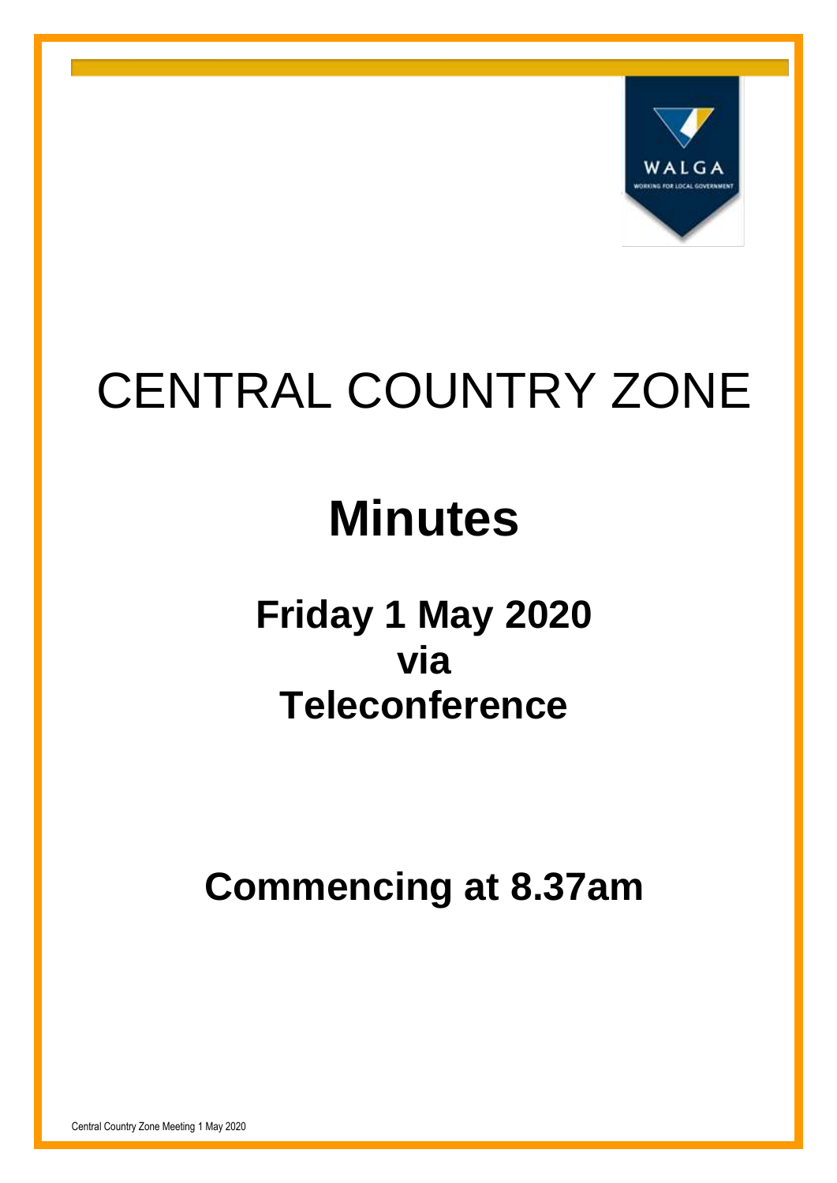# CENTRAL COUNTRY ZONE

# Minutes

## Friday 1 May 2020
## via
## Teleconference

## Commencing at 8.37am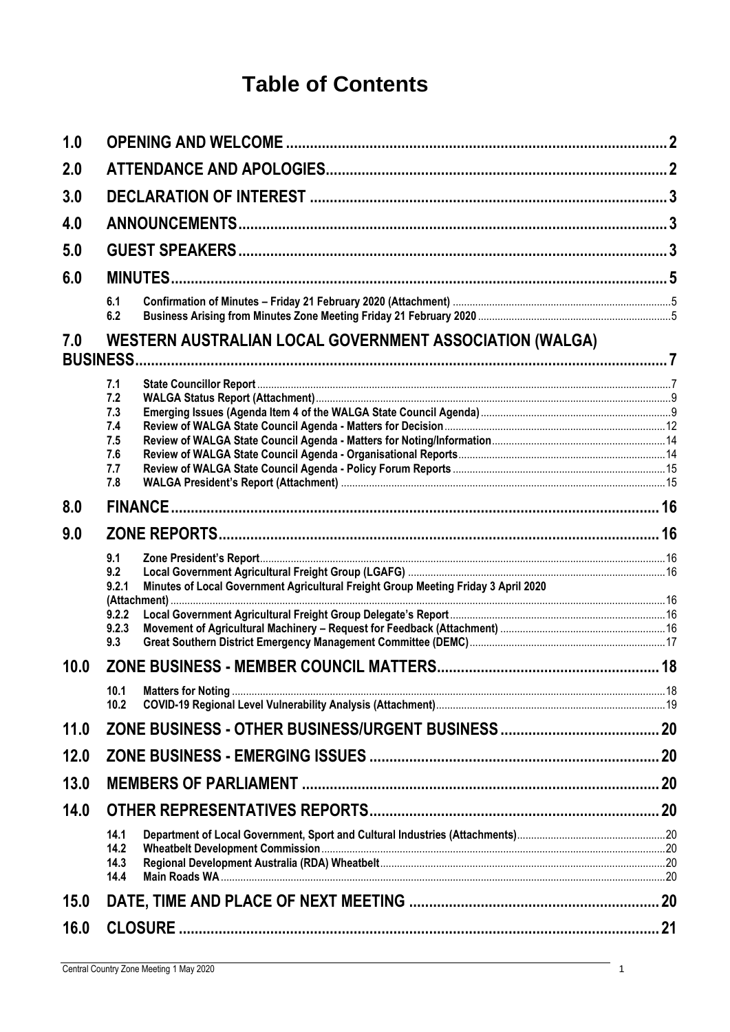# Table of Contents

| | | | |
|---|---|---|---|
| **1.0** | **OPENING AND WELCOME** | | **2** |
| **2.0** | **ATTENDANCE AND APOLOGIES** | | **2** |
| **3.0** | **DECLARATION OF INTEREST** | | **3** |
| **4.0** | **ANNOUNCEMENTS** | | **3** |
| **5.0** | **GUEST SPEAKERS** | | **3** |
| **6.0** | **MINUTES** | | **5** |
| | 6.1 | Confirmation of Minutes – Friday 21 February 2020 (Attachment) | 5 |
| | 6.2 | Business Arising from Minutes Zone Meeting Friday 21 February 2020 | 5 |
| **7.0** | **WESTERN AUSTRALIAN LOCAL GOVERNMENT ASSOCIATION (WALGA) BUSINESS** | | **7** |
| | 7.1 | State Councillor Report | 7 |
| | 7.2 | WALGA Status Report (Attachment) | 9 |
| | 7.3 | Emerging Issues (Agenda Item 4 of the WALGA State Council Agenda) | 9 |
| | 7.4 | Review of WALGA State Council Agenda - Matters for Decision | 12 |
| | 7.5 | Review of WALGA State Council Agenda - Matters for Noting/Information | 14 |
| | 7.6 | Review of WALGA State Council Agenda - Organisational Reports | 14 |
| | 7.7 | Review of WALGA State Council Agenda - Policy Forum Reports | 15 |
| | 7.8 | WALGA President's Report (Attachment) | 15 |
| **8.0** | **FINANCE** | | **16** |
| **9.0** | **ZONE REPORTS** | | **16** |
| | 9.1 | Zone President's Report | 16 |
| | 9.2 | Local Government Agricultural Freight Group (LGAFG) | 16 |
| | 9.2.1 | Minutes of Local Government Agricultural Freight Group Meeting Friday 3 April 2020 (Attachment) | 16 |
| | 9.2.2 | Local Government Agricultural Freight Group Delegate's Report | 16 |
| | 9.2.3 | Movement of Agricultural Machinery – Request for Feedback (Attachment) | 16 |
| | 9.3 | Great Southern District Emergency Management Committee (DEMC) | 17 |
| **10.0** | **ZONE BUSINESS - MEMBER COUNCIL MATTERS** | | **18** |
| | 10.1 | Matters for Noting | 18 |
| | 10.2 | COVID-19 Regional Level Vulnerability Analysis (Attachment) | 19 |
| **11.0** | **ZONE BUSINESS - OTHER BUSINESS/URGENT BUSINESS** | | **20** |
| **12.0** | **ZONE BUSINESS - EMERGING ISSUES** | | **20** |
| **13.0** | **MEMBERS OF PARLIAMENT** | | **20** |
| **14.0** | **OTHER REPRESENTATIVES REPORTS** | | **20** |
| | 14.1 | Department of Local Government, Sport and Cultural Industries (Attachments) | 20 |
| | 14.2 | Wheatbelt Development Commission | 20 |
| | 14.3 | Regional Development Australia (RDA) Wheatbelt | 20 |
| | 14.4 | Main Roads WA | 20 |
| **15.0** | **DATE, TIME AND PLACE OF NEXT MEETING** | | **20** |
| **16.0** | **CLOSURE** | | **21** |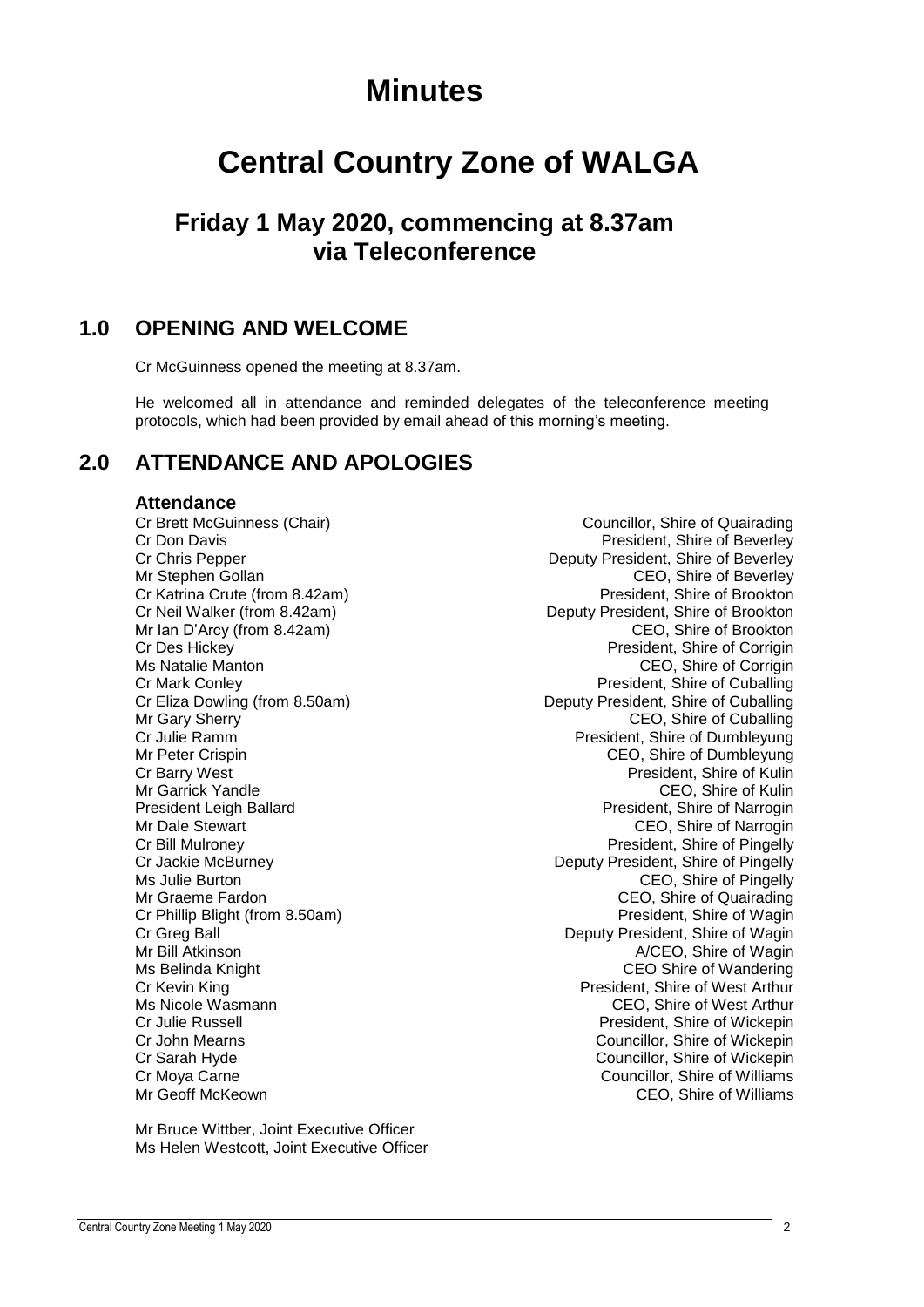# Minutes

# Central Country Zone of WALGA

## Friday 1 May 2020, commencing at 8.37am via Teleconference

## 1.0 OPENING AND WELCOME

Cr McGuinness opened the meeting at 8.37am.

He welcomed all in attendance and reminded delegates of the teleconference meeting protocols, which had been provided by email ahead of this morning's meeting.

## 2.0 ATTENDANCE AND APOLOGIES

### Attendance

| | |
|---|---|
| Cr Brett McGuinness (Chair) | Councillor, Shire of Quairading |
| Cr Don Davis | President, Shire of Beverley |
| Cr Chris Pepper | Deputy President, Shire of Beverley |
| Mr Stephen Gollan | CEO, Shire of Beverley |
| Cr Katrina Crute (from 8.42am) | President, Shire of Brookton |
| Cr Neil Walker (from 8.42am) | Deputy President, Shire of Brookton |
| Mr Ian D'Arcy (from 8.42am) | CEO, Shire of Brookton |
| Cr Des Hickey | President, Shire of Corrigin |
| Ms Natalie Manton | CEO, Shire of Corrigin |
| Cr Mark Conley | President, Shire of Cuballing |
| Cr Eliza Dowling (from 8.50am) | Deputy President, Shire of Cuballing |
| Mr Gary Sherry | CEO, Shire of Cuballing |
| Cr Julie Ramm | President, Shire of Dumbleyung |
| Mr Peter Crispin | CEO, Shire of Dumbleyung |
| Cr Barry West | President, Shire of Kulin |
| Mr Garrick Yandle | CEO, Shire of Kulin |
| President Leigh Ballard | President, Shire of Narrogin |
| Mr Dale Stewart | CEO, Shire of Narrogin |
| Cr Bill Mulroney | President, Shire of Pingelly |
| Cr Jackie McBurney | Deputy President, Shire of Pingelly |
| Ms Julie Burton | CEO, Shire of Pingelly |
| Mr Graeme Fardon | CEO, Shire of Quairading |
| Cr Phillip Blight (from 8.50am) | President, Shire of Wagin |
| Cr Greg Ball | Deputy President, Shire of Wagin |
| Mr Bill Atkinson | A/CEO, Shire of Wagin |
| Ms Belinda Knight | CEO Shire of Wandering |
| Cr Kevin King | President, Shire of West Arthur |
| Ms Nicole Wasmann | CEO, Shire of West Arthur |
| Cr Julie Russell | President, Shire of Wickepin |
| Cr John Mearns | Councillor, Shire of Wickepin |
| Cr Sarah Hyde | Councillor, Shire of Wickepin |
| Cr Moya Carne | Councillor, Shire of Williams |
| Mr Geoff McKeown | CEO, Shire of Williams |

Mr Bruce Wittber, Joint Executive Officer
Ms Helen Westcott, Joint Executive Officer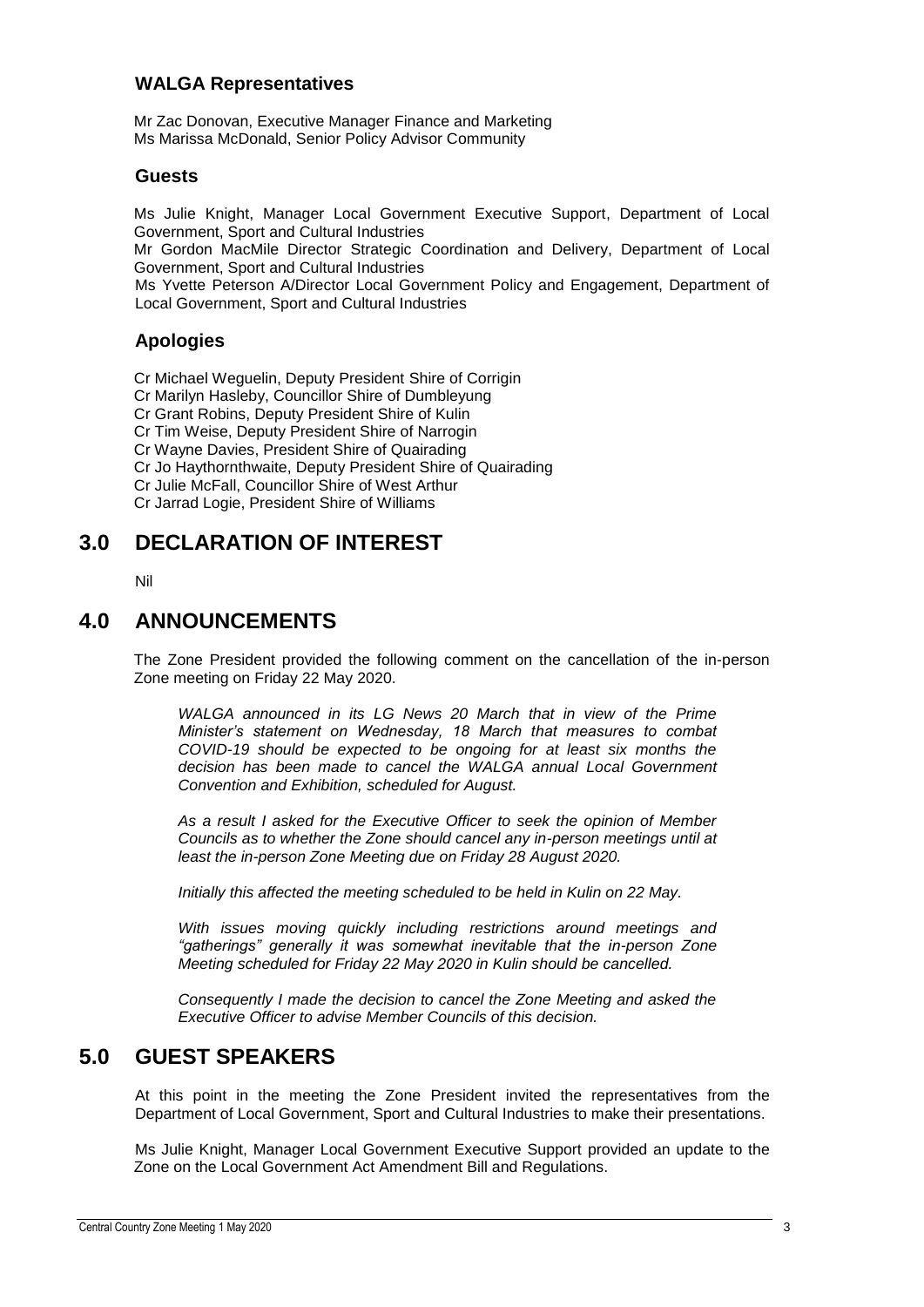### WALGA Representatives

Mr Zac Donovan, Executive Manager Finance and Marketing
Ms Marissa McDonald, Senior Policy Advisor Community

### Guests

Ms Julie Knight, Manager Local Government Executive Support, Department of Local Government, Sport and Cultural Industries
Mr Gordon MacMile Director Strategic Coordination and Delivery, Department of Local Government, Sport and Cultural Industries
Ms Yvette Peterson A/Director Local Government Policy and Engagement, Department of Local Government, Sport and Cultural Industries

### Apologies

Cr Michael Weguelin, Deputy President Shire of Corrigin
Cr Marilyn Hasleby, Councillor Shire of Dumbleyung
Cr Grant Robins, Deputy President Shire of Kulin
Cr Tim Weise, Deputy President Shire of Narrogin
Cr Wayne Davies, President Shire of Quairading
Cr Jo Haythornthwaite, Deputy President Shire of Quairading
Cr Julie McFall, Councillor Shire of West Arthur
Cr Jarrad Logie, President Shire of Williams

## 3.0 DECLARATION OF INTEREST

Nil

## 4.0 ANNOUNCEMENTS

The Zone President provided the following comment on the cancellation of the in-person Zone meeting on Friday 22 May 2020.

*WALGA announced in its LG News 20 March that in view of the Prime Minister's statement on Wednesday, 18 March that measures to combat COVID-19 should be expected to be ongoing for at least six months the decision has been made to cancel the WALGA annual Local Government Convention and Exhibition, scheduled for August.*

*As a result I asked for the Executive Officer to seek the opinion of Member Councils as to whether the Zone should cancel any in-person meetings until at least the in-person Zone Meeting due on Friday 28 August 2020.*

*Initially this affected the meeting scheduled to be held in Kulin on 22 May.*

*With issues moving quickly including restrictions around meetings and "gatherings" generally it was somewhat inevitable that the in-person Zone Meeting scheduled for Friday 22 May 2020 in Kulin should be cancelled.*

*Consequently I made the decision to cancel the Zone Meeting and asked the Executive Officer to advise Member Councils of this decision.*

## 5.0 GUEST SPEAKERS

At this point in the meeting the Zone President invited the representatives from the Department of Local Government, Sport and Cultural Industries to make their presentations.

Ms Julie Knight, Manager Local Government Executive Support provided an update to the Zone on the Local Government Act Amendment Bill and Regulations.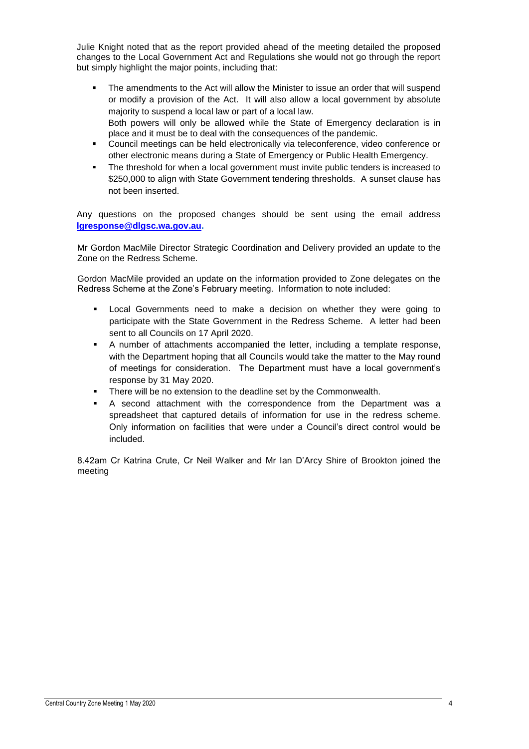Julie Knight noted that as the report provided ahead of the meeting detailed the proposed changes to the Local Government Act and Regulations she would not go through the report but simply highlight the major points, including that:

- The amendments to the Act will allow the Minister to issue an order that will suspend or modify a provision of the Act. It will also allow a local government by absolute majority to suspend a local law or part of a local law.
  Both powers will only be allowed while the State of Emergency declaration is in place and it must be to deal with the consequences of the pandemic.
- Council meetings can be held electronically via teleconference, video conference or other electronic means during a State of Emergency or Public Health Emergency.
- The threshold for when a local government must invite public tenders is increased to \$250,000 to align with State Government tendering thresholds. A sunset clause has not been inserted.

Any questions on the proposed changes should be sent using the email address **lgresponse@dlgsc.wa.gov.au.**

Mr Gordon MacMile Director Strategic Coordination and Delivery provided an update to the Zone on the Redress Scheme.

Gordon MacMile provided an update on the information provided to Zone delegates on the Redress Scheme at the Zone's February meeting. Information to note included:

- Local Governments need to make a decision on whether they were going to participate with the State Government in the Redress Scheme. A letter had been sent to all Councils on 17 April 2020.
- A number of attachments accompanied the letter, including a template response, with the Department hoping that all Councils would take the matter to the May round of meetings for consideration. The Department must have a local government's response by 31 May 2020.
- There will be no extension to the deadline set by the Commonwealth.
- A second attachment with the correspondence from the Department was a spreadsheet that captured details of information for use in the redress scheme. Only information on facilities that were under a Council's direct control would be included.

8.42am Cr Katrina Crute, Cr Neil Walker and Mr Ian D'Arcy Shire of Brookton joined the meeting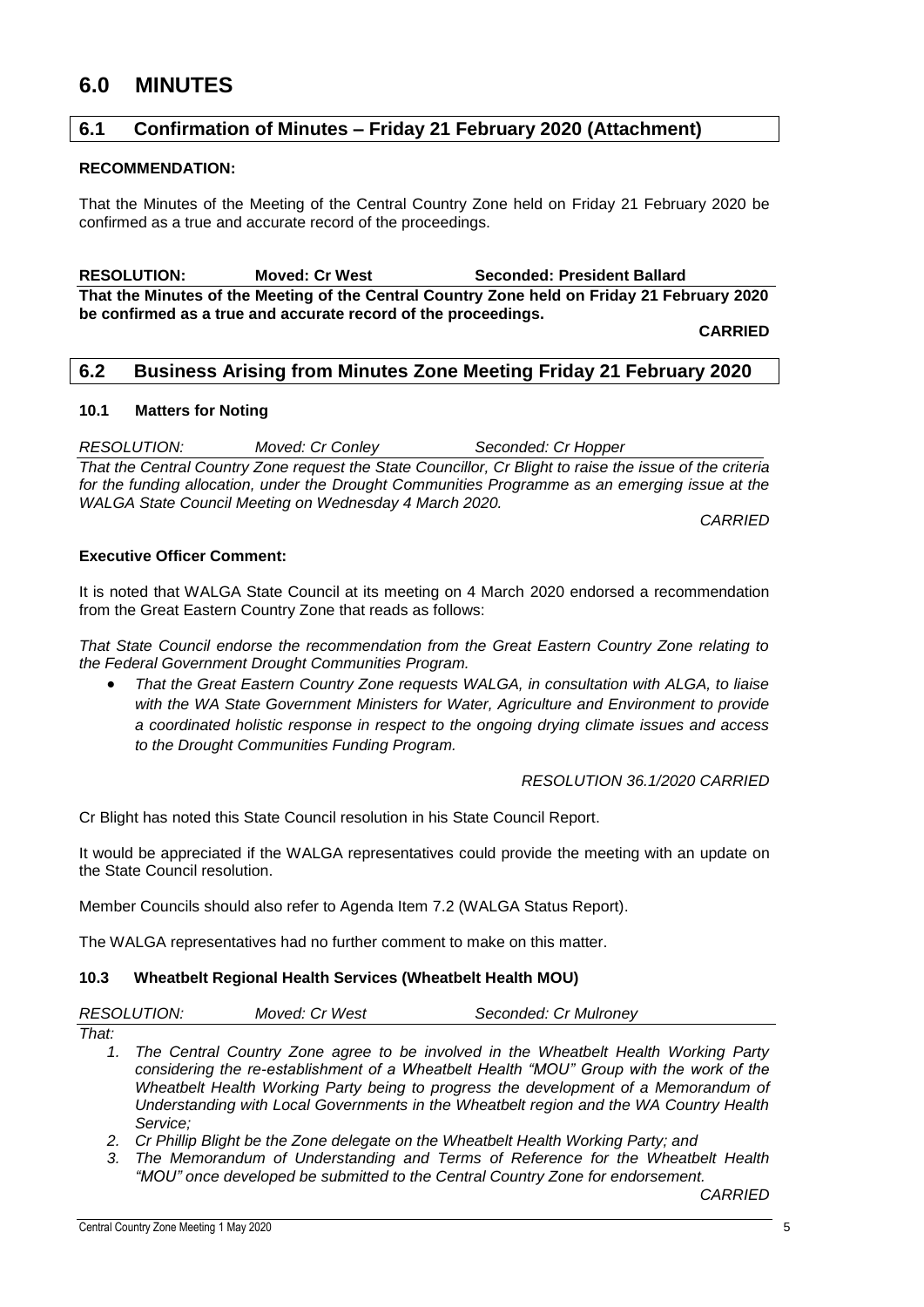# 6.0 MINUTES

## 6.1 Confirmation of Minutes – Friday 21 February 2020 (Attachment)

**RECOMMENDATION:**

That the Minutes of the Meeting of the Central Country Zone held on Friday 21 February 2020 be confirmed as a true and accurate record of the proceedings.

**RESOLUTION: Moved: Cr West Seconded: President Ballard**

**That the Minutes of the Meeting of the Central Country Zone held on Friday 21 February 2020 be confirmed as a true and accurate record of the proceedings.**

**CARRIED**

## 6.2 Business Arising from Minutes Zone Meeting Friday 21 February 2020

### 10.1 Matters for Noting

*RESOLUTION: Moved: Cr Conley Seconded: Cr Hopper*

*That the Central Country Zone request the State Councillor, Cr Blight to raise the issue of the criteria for the funding allocation, under the Drought Communities Programme as an emerging issue at the WALGA State Council Meeting on Wednesday 4 March 2020.*

*CARRIED*

**Executive Officer Comment:**

It is noted that WALGA State Council at its meeting on 4 March 2020 endorsed a recommendation from the Great Eastern Country Zone that reads as follows:

*That State Council endorse the recommendation from the Great Eastern Country Zone relating to the Federal Government Drought Communities Program.*

- *That the Great Eastern Country Zone requests WALGA, in consultation with ALGA, to liaise with the WA State Government Ministers for Water, Agriculture and Environment to provide a coordinated holistic response in respect to the ongoing drying climate issues and access to the Drought Communities Funding Program.*

*RESOLUTION 36.1/2020 CARRIED*

Cr Blight has noted this State Council resolution in his State Council Report.

It would be appreciated if the WALGA representatives could provide the meeting with an update on the State Council resolution.

Member Councils should also refer to Agenda Item 7.2 (WALGA Status Report).

The WALGA representatives had no further comment to make on this matter.

### 10.3 Wheatbelt Regional Health Services (Wheatbelt Health MOU)

*RESOLUTION: Moved: Cr West Seconded: Cr Mulroney*

*That:*

1. *The Central Country Zone agree to be involved in the Wheatbelt Health Working Party considering the re-establishment of a Wheatbelt Health "MOU" Group with the work of the Wheatbelt Health Working Party being to progress the development of a Memorandum of Understanding with Local Governments in the Wheatbelt region and the WA Country Health Service;*
2. *Cr Phillip Blight be the Zone delegate on the Wheatbelt Health Working Party; and*
3. *The Memorandum of Understanding and Terms of Reference for the Wheatbelt Health "MOU" once developed be submitted to the Central Country Zone for endorsement.*

*CARRIED*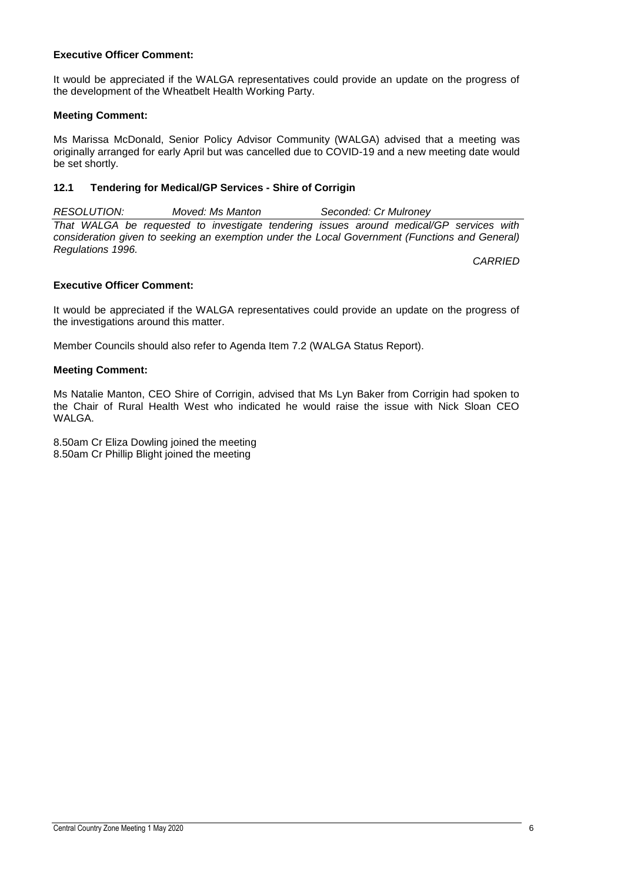**Executive Officer Comment:**

It would be appreciated if the WALGA representatives could provide an update on the progress of the development of the Wheatbelt Health Working Party.

**Meeting Comment:**

Ms Marissa McDonald, Senior Policy Advisor Community (WALGA) advised that a meeting was originally arranged for early April but was cancelled due to COVID-19 and a new meeting date would be set shortly.

### 12.1 Tendering for Medical/GP Services - Shire of Corrigin

*RESOLUTION:* *Moved: Ms Manton* *Seconded: Cr Mulroney*

*That WALGA be requested to investigate tendering issues around medical/GP services with consideration given to seeking an exemption under the Local Government (Functions and General) Regulations 1996.*

*CARRIED*

**Executive Officer Comment:**

It would be appreciated if the WALGA representatives could provide an update on the progress of the investigations around this matter.

Member Councils should also refer to Agenda Item 7.2 (WALGA Status Report).

**Meeting Comment:**

Ms Natalie Manton, CEO Shire of Corrigin, advised that Ms Lyn Baker from Corrigin had spoken to the Chair of Rural Health West who indicated he would raise the issue with Nick Sloan CEO WALGA.

8.50am Cr Eliza Dowling joined the meeting
8.50am Cr Phillip Blight joined the meeting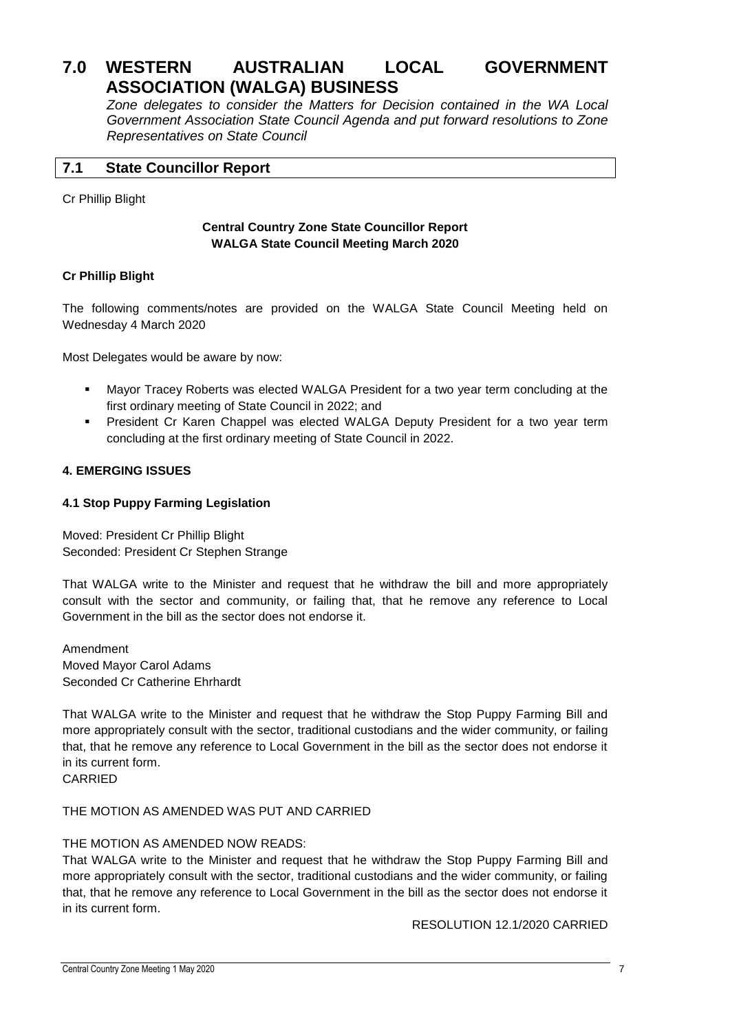# 7.0 WESTERN AUSTRALIAN LOCAL GOVERNMENT ASSOCIATION (WALGA) BUSINESS

*Zone delegates to consider the Matters for Decision contained in the WA Local Government Association State Council Agenda and put forward resolutions to Zone Representatives on State Council*

## 7.1 State Councillor Report

Cr Phillip Blight

**Central Country Zone State Councillor Report**
**WALGA State Council Meeting March 2020**

**Cr Phillip Blight**

The following comments/notes are provided on the WALGA State Council Meeting held on Wednesday 4 March 2020

Most Delegates would be aware by now:

- Mayor Tracey Roberts was elected WALGA President for a two year term concluding at the first ordinary meeting of State Council in 2022; and
- President Cr Karen Chappel was elected WALGA Deputy President for a two year term concluding at the first ordinary meeting of State Council in 2022.

**4. EMERGING ISSUES**

**4.1 Stop Puppy Farming Legislation**

Moved: President Cr Phillip Blight
Seconded: President Cr Stephen Strange

That WALGA write to the Minister and request that he withdraw the bill and more appropriately consult with the sector and community, or failing that, that he remove any reference to Local Government in the bill as the sector does not endorse it.

Amendment
Moved Mayor Carol Adams
Seconded Cr Catherine Ehrhardt

That WALGA write to the Minister and request that he withdraw the Stop Puppy Farming Bill and more appropriately consult with the sector, traditional custodians and the wider community, or failing that, that he remove any reference to Local Government in the bill as the sector does not endorse it in its current form.
CARRIED

THE MOTION AS AMENDED WAS PUT AND CARRIED

THE MOTION AS AMENDED NOW READS:
That WALGA write to the Minister and request that he withdraw the Stop Puppy Farming Bill and more appropriately consult with the sector, traditional custodians and the wider community, or failing that, that he remove any reference to Local Government in the bill as the sector does not endorse it in its current form.

RESOLUTION 12.1/2020 CARRIED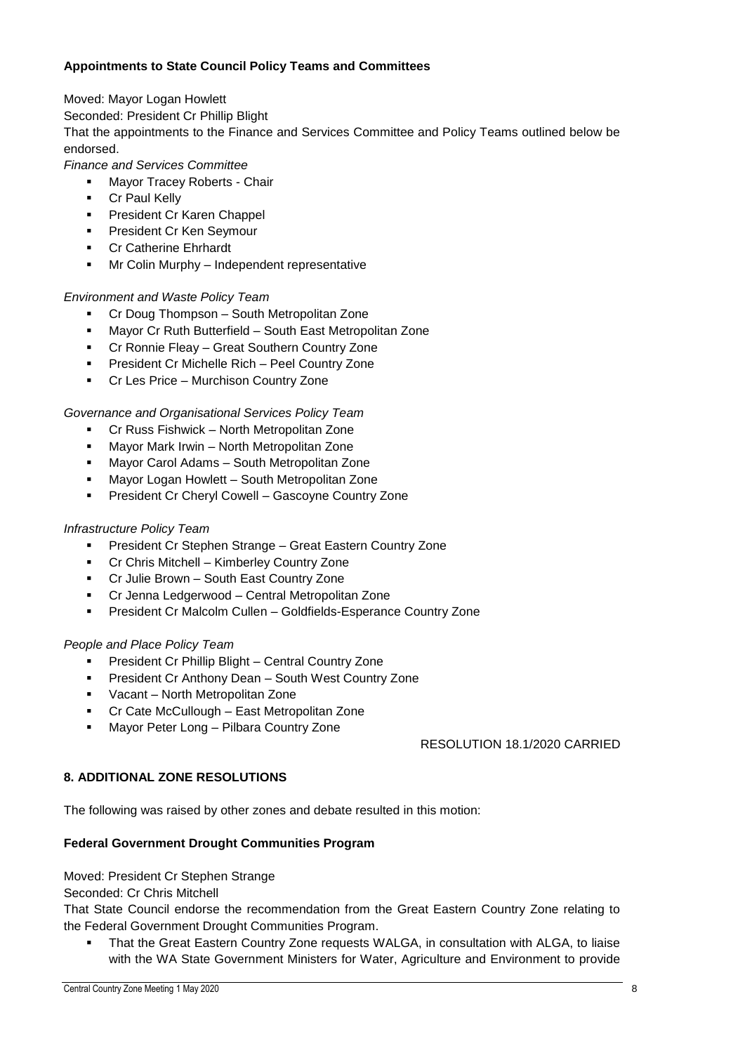**Appointments to State Council Policy Teams and Committees**

Moved: Mayor Logan Howlett
Seconded: President Cr Phillip Blight
That the appointments to the Finance and Services Committee and Policy Teams outlined below be endorsed.

*Finance and Services Committee*

- Mayor Tracey Roberts - Chair
- Cr Paul Kelly
- President Cr Karen Chappel
- President Cr Ken Seymour
- Cr Catherine Ehrhardt
- Mr Colin Murphy – Independent representative

*Environment and Waste Policy Team*

- Cr Doug Thompson – South Metropolitan Zone
- Mayor Cr Ruth Butterfield – South East Metropolitan Zone
- Cr Ronnie Fleay – Great Southern Country Zone
- President Cr Michelle Rich – Peel Country Zone
- Cr Les Price – Murchison Country Zone

*Governance and Organisational Services Policy Team*

- Cr Russ Fishwick – North Metropolitan Zone
- Mayor Mark Irwin – North Metropolitan Zone
- Mayor Carol Adams – South Metropolitan Zone
- Mayor Logan Howlett – South Metropolitan Zone
- President Cr Cheryl Cowell – Gascoyne Country Zone

*Infrastructure Policy Team*

- President Cr Stephen Strange – Great Eastern Country Zone
- Cr Chris Mitchell – Kimberley Country Zone
- Cr Julie Brown – South East Country Zone
- Cr Jenna Ledgerwood – Central Metropolitan Zone
- President Cr Malcolm Cullen – Goldfields-Esperance Country Zone

*People and Place Policy Team*

- President Cr Phillip Blight – Central Country Zone
- President Cr Anthony Dean – South West Country Zone
- Vacant – North Metropolitan Zone
- Cr Cate McCullough – East Metropolitan Zone
- Mayor Peter Long – Pilbara Country Zone

RESOLUTION 18.1/2020 CARRIED

## 8. ADDITIONAL ZONE RESOLUTIONS

The following was raised by other zones and debate resulted in this motion:

**Federal Government Drought Communities Program**

Moved: President Cr Stephen Strange
Seconded: Cr Chris Mitchell
That State Council endorse the recommendation from the Great Eastern Country Zone relating to the Federal Government Drought Communities Program.

- That the Great Eastern Country Zone requests WALGA, in consultation with ALGA, to liaise with the WA State Government Ministers for Water, Agriculture and Environment to provide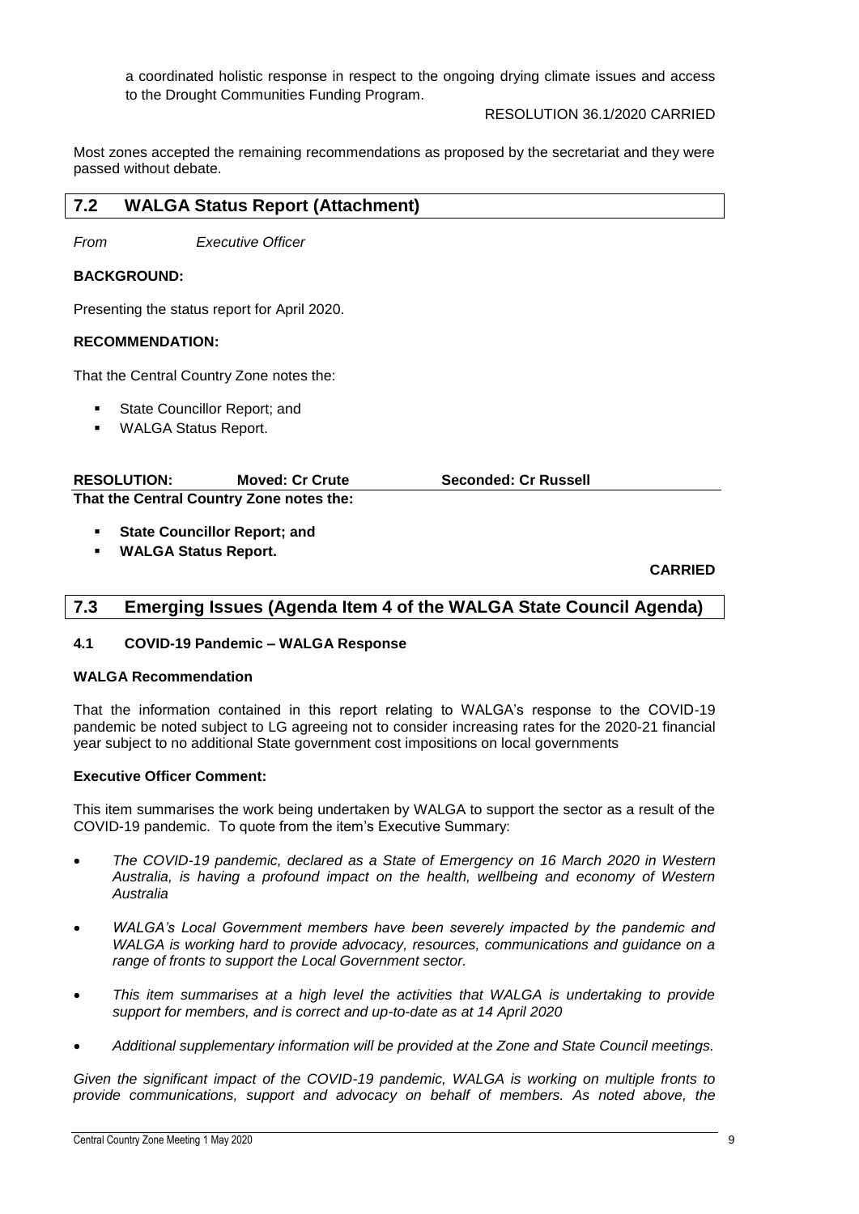a coordinated holistic response in respect to the ongoing drying climate issues and access to the Drought Communities Funding Program.

RESOLUTION 36.1/2020 CARRIED

Most zones accepted the remaining recommendations as proposed by the secretariat and they were passed without debate.

## 7.2 WALGA Status Report (Attachment)

*From* *Executive Officer*

**BACKGROUND:**

Presenting the status report for April 2020.

**RECOMMENDATION:**

That the Central Country Zone notes the:

- State Councillor Report; and
- WALGA Status Report.

**RESOLUTION:** **Moved: Cr Crute** **Seconded: Cr Russell**

**That the Central Country Zone notes the:**

- **State Councillor Report; and**
- **WALGA Status Report.**

**CARRIED**

## 7.3 Emerging Issues (Agenda Item 4 of the WALGA State Council Agenda)

### 4.1 COVID-19 Pandemic – WALGA Response

**WALGA Recommendation**

That the information contained in this report relating to WALGA's response to the COVID-19 pandemic be noted subject to LG agreeing not to consider increasing rates for the 2020-21 financial year subject to no additional State government cost impositions on local governments

**Executive Officer Comment:**

This item summarises the work being undertaken by WALGA to support the sector as a result of the COVID-19 pandemic. To quote from the item's Executive Summary:

- *The COVID-19 pandemic, declared as a State of Emergency on 16 March 2020 in Western Australia, is having a profound impact on the health, wellbeing and economy of Western Australia*
- *WALGA's Local Government members have been severely impacted by the pandemic and WALGA is working hard to provide advocacy, resources, communications and guidance on a range of fronts to support the Local Government sector.*
- *This item summarises at a high level the activities that WALGA is undertaking to provide support for members, and is correct and up-to-date as at 14 April 2020*
- *Additional supplementary information will be provided at the Zone and State Council meetings.*

*Given the significant impact of the COVID-19 pandemic, WALGA is working on multiple fronts to provide communications, support and advocacy on behalf of members. As noted above, the*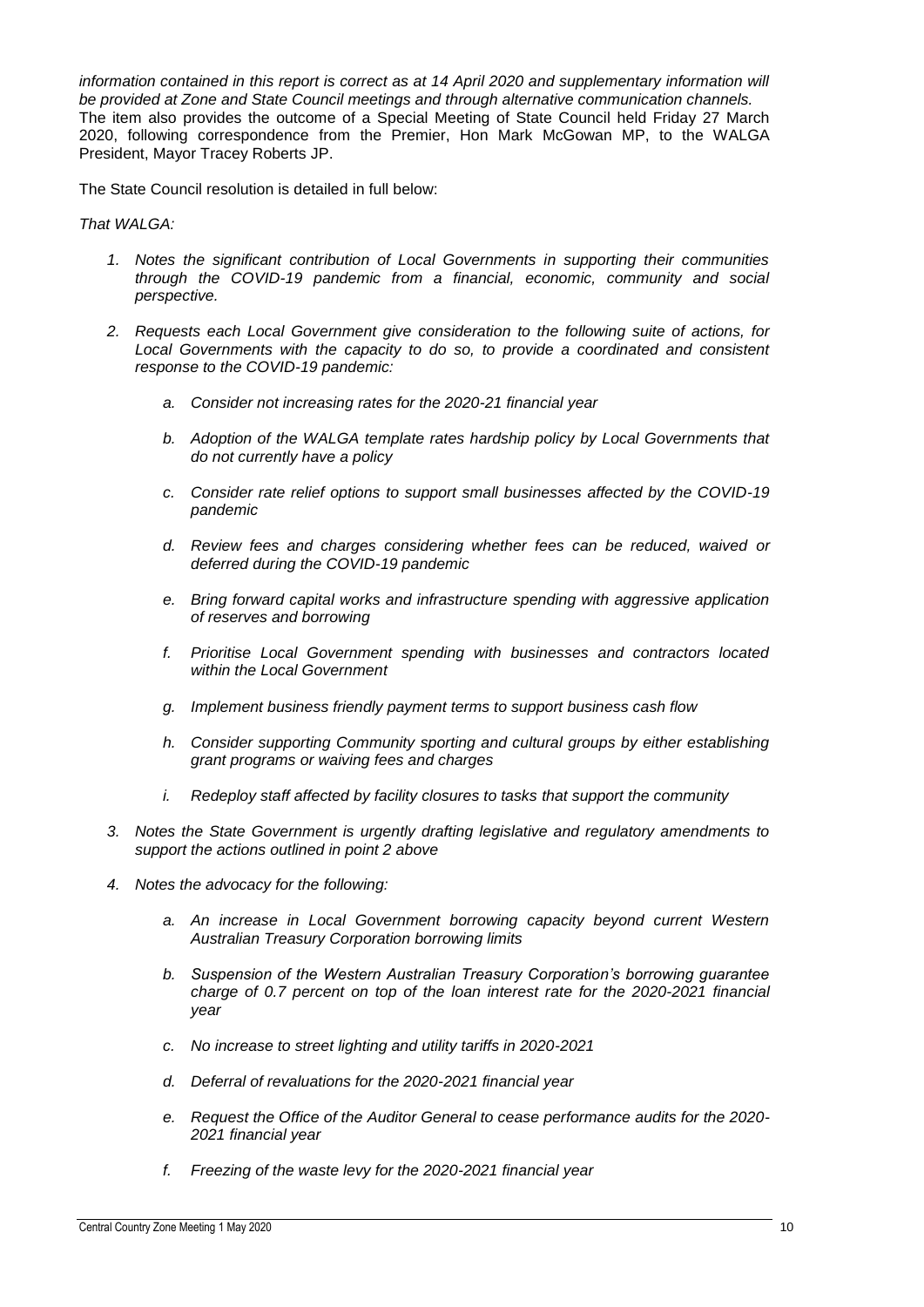*information contained in this report is correct as at 14 April 2020 and supplementary information will be provided at Zone and State Council meetings and through alternative communication channels.*
The item also provides the outcome of a Special Meeting of State Council held Friday 27 March 2020, following correspondence from the Premier, Hon Mark McGowan MP, to the WALGA President, Mayor Tracey Roberts JP.

The State Council resolution is detailed in full below:

*That WALGA:*

1. *Notes the significant contribution of Local Governments in supporting their communities through the COVID-19 pandemic from a financial, economic, community and social perspective.*

2. *Requests each Local Government give consideration to the following suite of actions, for Local Governments with the capacity to do so, to provide a coordinated and consistent response to the COVID-19 pandemic:*

    a. *Consider not increasing rates for the 2020-21 financial year*

    b. *Adoption of the WALGA template rates hardship policy by Local Governments that do not currently have a policy*

    c. *Consider rate relief options to support small businesses affected by the COVID-19 pandemic*

    d. *Review fees and charges considering whether fees can be reduced, waived or deferred during the COVID-19 pandemic*

    e. *Bring forward capital works and infrastructure spending with aggressive application of reserves and borrowing*

    f. *Prioritise Local Government spending with businesses and contractors located within the Local Government*

    g. *Implement business friendly payment terms to support business cash flow*

    h. *Consider supporting Community sporting and cultural groups by either establishing grant programs or waiving fees and charges*

    i. *Redeploy staff affected by facility closures to tasks that support the community*

3. *Notes the State Government is urgently drafting legislative and regulatory amendments to support the actions outlined in point 2 above*

4. *Notes the advocacy for the following:*

    a. *An increase in Local Government borrowing capacity beyond current Western Australian Treasury Corporation borrowing limits*

    b. *Suspension of the Western Australian Treasury Corporation's borrowing guarantee charge of 0.7 percent on top of the loan interest rate for the 2020-2021 financial year*

    c. *No increase to street lighting and utility tariffs in 2020-2021*

    d. *Deferral of revaluations for the 2020-2021 financial year*

    e. *Request the Office of the Auditor General to cease performance audits for the 2020-2021 financial year*

    f. *Freezing of the waste levy for the 2020-2021 financial year*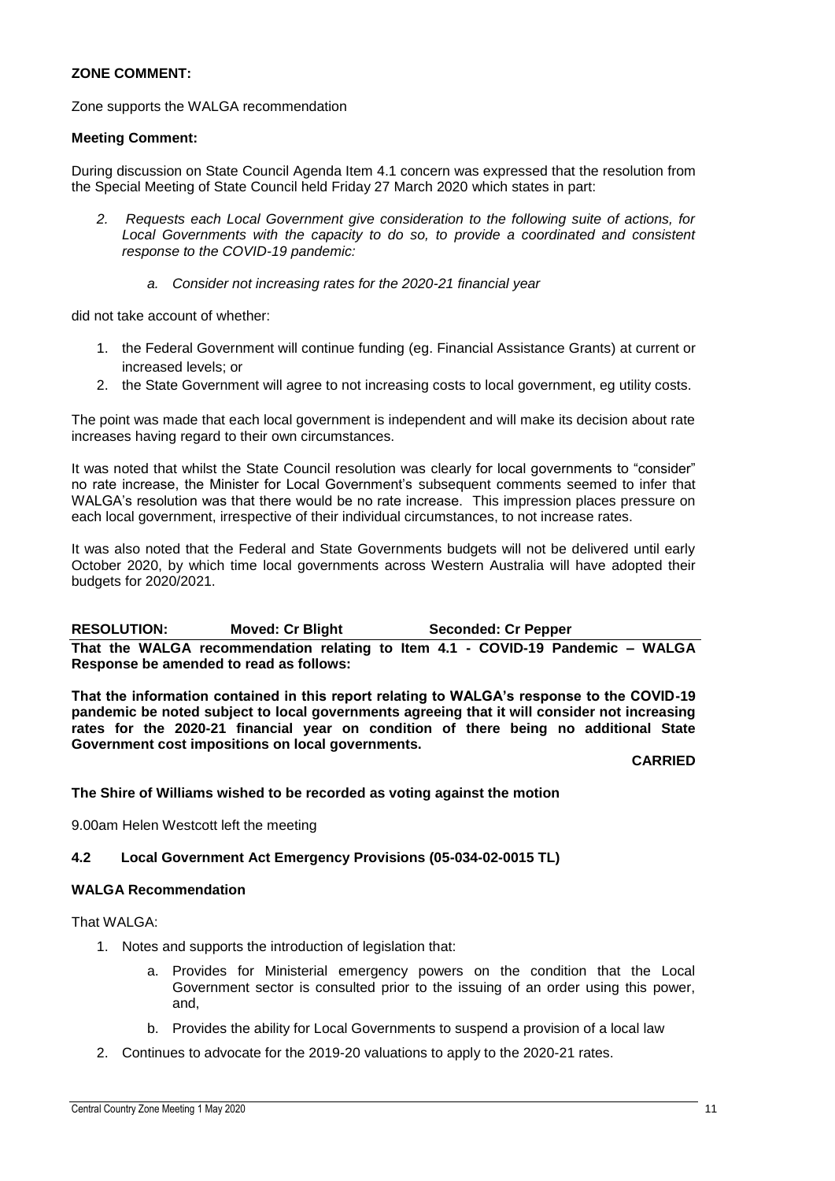**ZONE COMMENT:**

Zone supports the WALGA recommendation

**Meeting Comment:**

During discussion on State Council Agenda Item 4.1 concern was expressed that the resolution from the Special Meeting of State Council held Friday 27 March 2020 which states in part:

> 2. *Requests each Local Government give consideration to the following suite of actions, for Local Governments with the capacity to do so, to provide a coordinated and consistent response to the COVID-19 pandemic:*
>
>     a. *Consider not increasing rates for the 2020-21 financial year*

did not take account of whether:

1. the Federal Government will continue funding (eg. Financial Assistance Grants) at current or increased levels; or
2. the State Government will agree to not increasing costs to local government, eg utility costs.

The point was made that each local government is independent and will make its decision about rate increases having regard to their own circumstances.

It was noted that whilst the State Council resolution was clearly for local governments to "consider" no rate increase, the Minister for Local Government's subsequent comments seemed to infer that WALGA's resolution was that there would be no rate increase. This impression places pressure on each local government, irrespective of their individual circumstances, to not increase rates.

It was also noted that the Federal and State Governments budgets will not be delivered until early October 2020, by which time local governments across Western Australia will have adopted their budgets for 2020/2021.

**RESOLUTION: Moved: Cr Blight Seconded: Cr Pepper**

**That the WALGA recommendation relating to Item 4.1 - COVID-19 Pandemic – WALGA Response be amended to read as follows:**

**That the information contained in this report relating to WALGA's response to the COVID-19 pandemic be noted subject to local governments agreeing that it will consider not increasing rates for the 2020-21 financial year on condition of there being no additional State Government cost impositions on local governments.**

**CARRIED**

**The Shire of Williams wished to be recorded as voting against the motion**

9.00am Helen Westcott left the meeting

### 4.2 Local Government Act Emergency Provisions (05-034-02-0015 TL)

**WALGA Recommendation**

That WALGA:

1. Notes and supports the introduction of legislation that:
    a. Provides for Ministerial emergency powers on the condition that the Local Government sector is consulted prior to the issuing of an order using this power, and,
    b. Provides the ability for Local Governments to suspend a provision of a local law
2. Continues to advocate for the 2019-20 valuations to apply to the 2020-21 rates.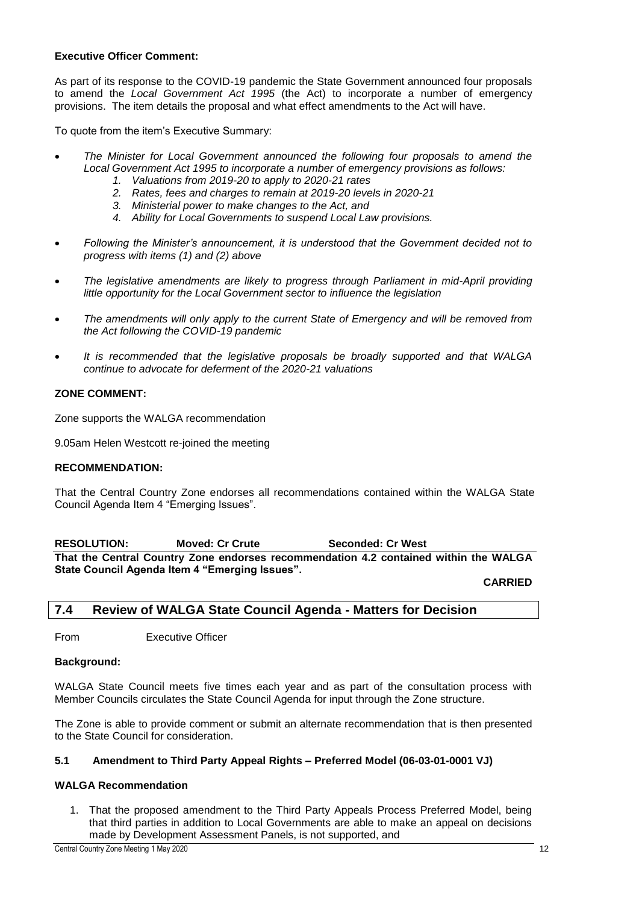**Executive Officer Comment:**

As part of its response to the COVID-19 pandemic the State Government announced four proposals to amend the *Local Government Act 1995* (the Act) to incorporate a number of emergency provisions. The item details the proposal and what effect amendments to the Act will have.

To quote from the item's Executive Summary:

- *The Minister for Local Government announced the following four proposals to amend the Local Government Act 1995 to incorporate a number of emergency provisions as follows:*
    1. *Valuations from 2019-20 to apply to 2020-21 rates*
    2. *Rates, fees and charges to remain at 2019-20 levels in 2020-21*
    3. *Ministerial power to make changes to the Act, and*
    4. *Ability for Local Governments to suspend Local Law provisions.*
- *Following the Minister's announcement, it is understood that the Government decided not to progress with items (1) and (2) above*
- *The legislative amendments are likely to progress through Parliament in mid-April providing little opportunity for the Local Government sector to influence the legislation*
- *The amendments will only apply to the current State of Emergency and will be removed from the Act following the COVID-19 pandemic*
- *It is recommended that the legislative proposals be broadly supported and that WALGA continue to advocate for deferment of the 2020-21 valuations*

**ZONE COMMENT:**

Zone supports the WALGA recommendation

9.05am Helen Westcott re-joined the meeting

**RECOMMENDATION:**

That the Central Country Zone endorses all recommendations contained within the WALGA State Council Agenda Item 4 "Emerging Issues".

**RESOLUTION:** **Moved: Cr Crute** **Seconded: Cr West**

**That the Central Country Zone endorses recommendation 4.2 contained within the WALGA State Council Agenda Item 4 "Emerging Issues".**

**CARRIED**

## 7.4 Review of WALGA State Council Agenda - Matters for Decision

From Executive Officer

**Background:**

WALGA State Council meets five times each year and as part of the consultation process with Member Councils circulates the State Council Agenda for input through the Zone structure.

The Zone is able to provide comment or submit an alternate recommendation that is then presented to the State Council for consideration.

### 5.1 Amendment to Third Party Appeal Rights – Preferred Model (06-03-01-0001 VJ)

**WALGA Recommendation**

1. That the proposed amendment to the Third Party Appeals Process Preferred Model, being that third parties in addition to Local Governments are able to make an appeal on decisions made by Development Assessment Panels, is not supported, and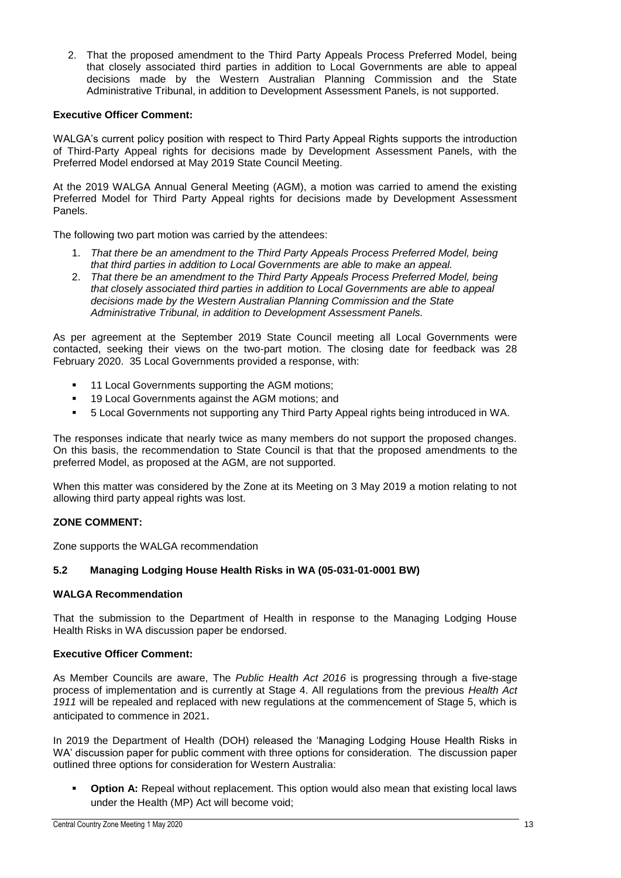2. That the proposed amendment to the Third Party Appeals Process Preferred Model, being that closely associated third parties in addition to Local Governments are able to appeal decisions made by the Western Australian Planning Commission and the State Administrative Tribunal, in addition to Development Assessment Panels, is not supported.

**Executive Officer Comment:**

WALGA's current policy position with respect to Third Party Appeal Rights supports the introduction of Third-Party Appeal rights for decisions made by Development Assessment Panels, with the Preferred Model endorsed at May 2019 State Council Meeting.

At the 2019 WALGA Annual General Meeting (AGM), a motion was carried to amend the existing Preferred Model for Third Party Appeal rights for decisions made by Development Assessment Panels.

The following two part motion was carried by the attendees:

1. *That there be an amendment to the Third Party Appeals Process Preferred Model, being that third parties in addition to Local Governments are able to make an appeal.*
2. *That there be an amendment to the Third Party Appeals Process Preferred Model, being that closely associated third parties in addition to Local Governments are able to appeal decisions made by the Western Australian Planning Commission and the State Administrative Tribunal, in addition to Development Assessment Panels.*

As per agreement at the September 2019 State Council meeting all Local Governments were contacted, seeking their views on the two-part motion. The closing date for feedback was 28 February 2020. 35 Local Governments provided a response, with:

- 11 Local Governments supporting the AGM motions;
- 19 Local Governments against the AGM motions; and
- 5 Local Governments not supporting any Third Party Appeal rights being introduced in WA.

The responses indicate that nearly twice as many members do not support the proposed changes. On this basis, the recommendation to State Council is that that the proposed amendments to the preferred Model, as proposed at the AGM, are not supported.

When this matter was considered by the Zone at its Meeting on 3 May 2019 a motion relating to not allowing third party appeal rights was lost.

**ZONE COMMENT:**

Zone supports the WALGA recommendation

### 5.2 Managing Lodging House Health Risks in WA (05-031-01-0001 BW)

**WALGA Recommendation**

That the submission to the Department of Health in response to the Managing Lodging House Health Risks in WA discussion paper be endorsed.

**Executive Officer Comment:**

As Member Councils are aware, The *Public Health Act 2016* is progressing through a five-stage process of implementation and is currently at Stage 4. All regulations from the previous *Health Act 1911* will be repealed and replaced with new regulations at the commencement of Stage 5, which is anticipated to commence in 2021.

In 2019 the Department of Health (DOH) released the 'Managing Lodging House Health Risks in WA' discussion paper for public comment with three options for consideration. The discussion paper outlined three options for consideration for Western Australia:

- **Option A:** Repeal without replacement. This option would also mean that existing local laws under the Health (MP) Act will become void;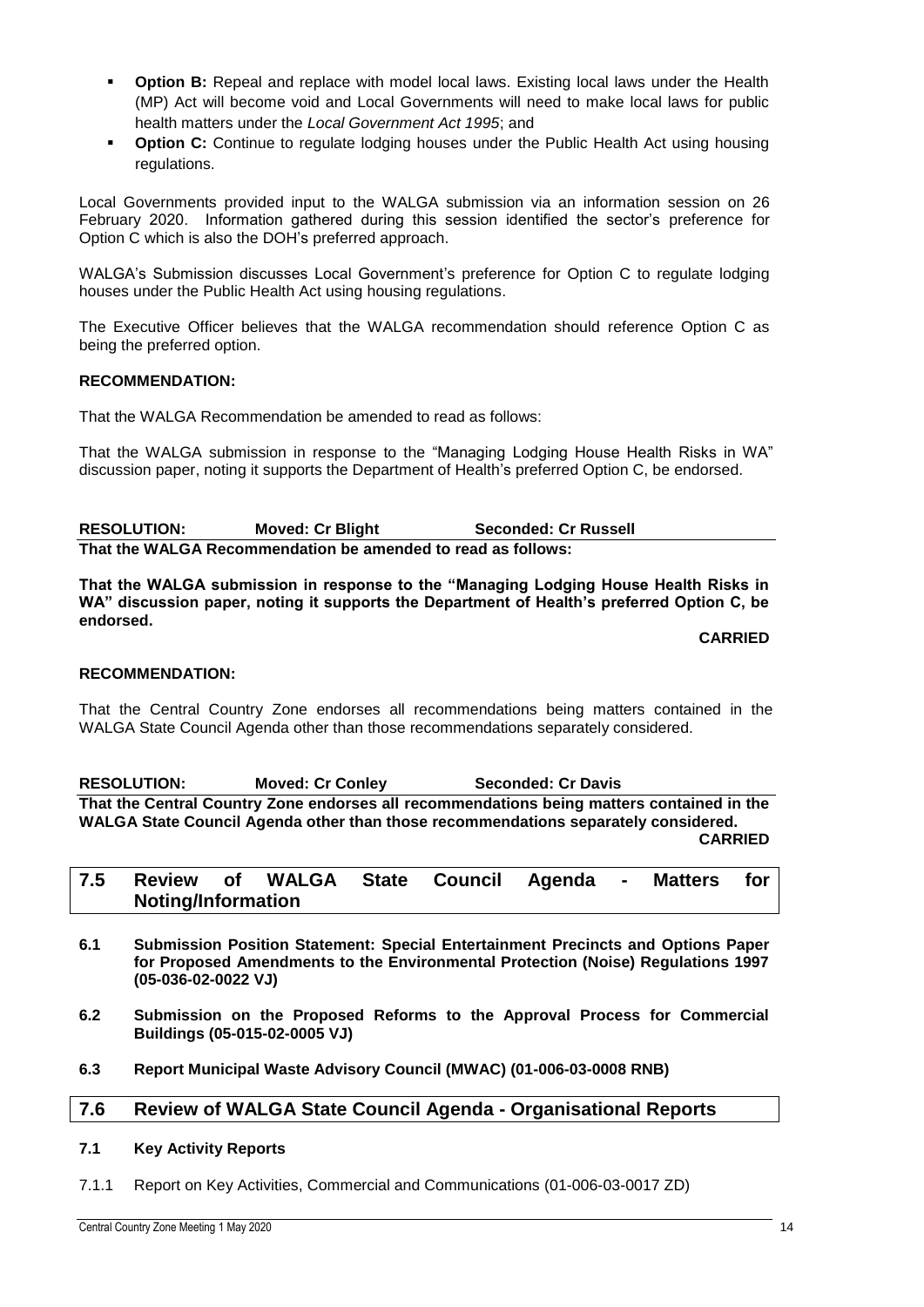- **Option B:** Repeal and replace with model local laws. Existing local laws under the Health (MP) Act will become void and Local Governments will need to make local laws for public health matters under the *Local Government Act 1995*; and
- **Option C:** Continue to regulate lodging houses under the Public Health Act using housing regulations.

Local Governments provided input to the WALGA submission via an information session on 26 February 2020. Information gathered during this session identified the sector's preference for Option C which is also the DOH's preferred approach.

WALGA's Submission discusses Local Government's preference for Option C to regulate lodging houses under the Public Health Act using housing regulations.

The Executive Officer believes that the WALGA recommendation should reference Option C as being the preferred option.

**RECOMMENDATION:**

That the WALGA Recommendation be amended to read as follows:

That the WALGA submission in response to the "Managing Lodging House Health Risks in WA" discussion paper, noting it supports the Department of Health's preferred Option C, be endorsed.

**RESOLUTION: Moved: Cr Blight Seconded: Cr Russell**

**That the WALGA Recommendation be amended to read as follows:**

**That the WALGA submission in response to the "Managing Lodging House Health Risks in WA" discussion paper, noting it supports the Department of Health's preferred Option C, be endorsed.**

**CARRIED**

**RECOMMENDATION:**

That the Central Country Zone endorses all recommendations being matters contained in the WALGA State Council Agenda other than those recommendations separately considered.

**RESOLUTION: Moved: Cr Conley Seconded: Cr Davis**

**That the Central Country Zone endorses all recommendations being matters contained in the WALGA State Council Agenda other than those recommendations separately considered.**

**CARRIED**

## 7.5 Review of WALGA State Council Agenda - Matters for Noting/Information

**6.1 Submission Position Statement: Special Entertainment Precincts and Options Paper for Proposed Amendments to the Environmental Protection (Noise) Regulations 1997 (05-036-02-0022 VJ)**

**6.2 Submission on the Proposed Reforms to the Approval Process for Commercial Buildings (05-015-02-0005 VJ)**

**6.3 Report Municipal Waste Advisory Council (MWAC) (01-006-03-0008 RNB)**

## 7.6 Review of WALGA State Council Agenda - Organisational Reports

**7.1 Key Activity Reports**

7.1.1 Report on Key Activities, Commercial and Communications (01-006-03-0017 ZD)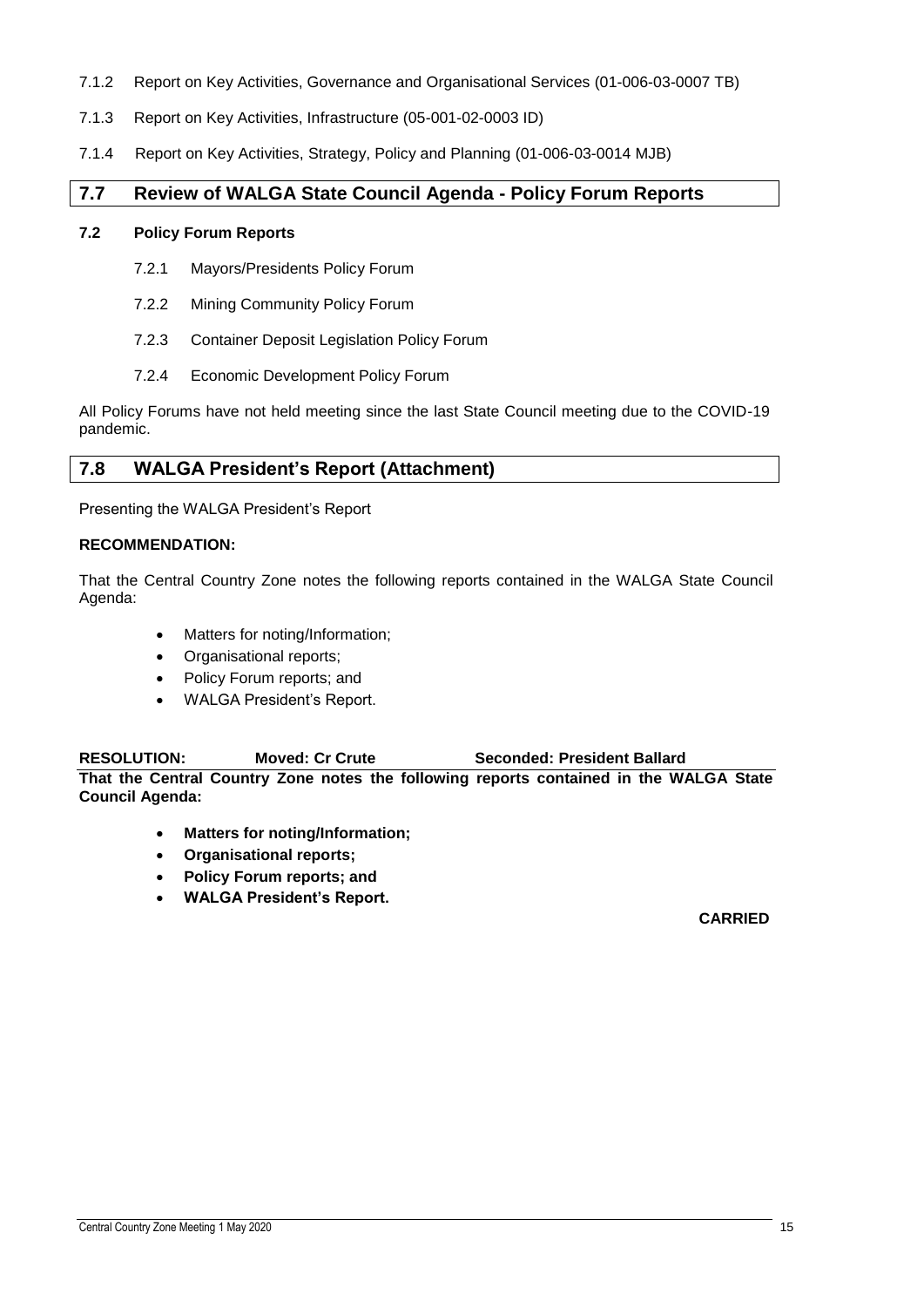7.1.2 Report on Key Activities, Governance and Organisational Services (01-006-03-0007 TB)

7.1.3 Report on Key Activities, Infrastructure (05-001-02-0003 ID)

7.1.4 Report on Key Activities, Strategy, Policy and Planning (01-006-03-0014 MJB)

## 7.7 Review of WALGA State Council Agenda - Policy Forum Reports

### 7.2 Policy Forum Reports

7.2.1 Mayors/Presidents Policy Forum

7.2.2 Mining Community Policy Forum

7.2.3 Container Deposit Legislation Policy Forum

7.2.4 Economic Development Policy Forum

All Policy Forums have not held meeting since the last State Council meeting due to the COVID-19 pandemic.

## 7.8 WALGA President's Report (Attachment)

Presenting the WALGA President's Report

**RECOMMENDATION:**

That the Central Country Zone notes the following reports contained in the WALGA State Council Agenda:

- Matters for noting/Information;
- Organisational reports;
- Policy Forum reports; and
- WALGA President's Report.

**RESOLUTION: Moved: Cr Crute Seconded: President Ballard**

**That the Central Country Zone notes the following reports contained in the WALGA State Council Agenda:**

- **Matters for noting/Information;**
- **Organisational reports;**
- **Policy Forum reports; and**
- **WALGA President's Report.**

**CARRIED**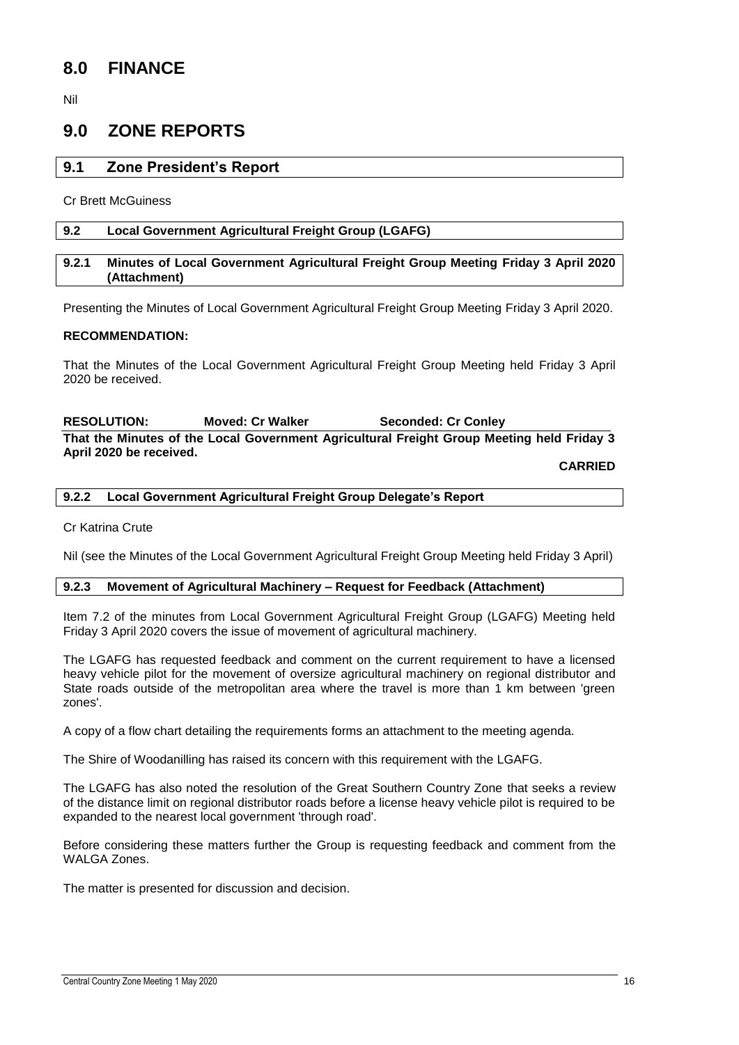# 8.0 FINANCE

Nil

# 9.0 ZONE REPORTS

## 9.1 Zone President's Report

Cr Brett McGuiness

### 9.2 Local Government Agricultural Freight Group (LGAFG)

#### 9.2.1 Minutes of Local Government Agricultural Freight Group Meeting Friday 3 April 2020 (Attachment)

Presenting the Minutes of Local Government Agricultural Freight Group Meeting Friday 3 April 2020.

**RECOMMENDATION:**

That the Minutes of the Local Government Agricultural Freight Group Meeting held Friday 3 April 2020 be received.

**RESOLUTION: Moved: Cr Walker Seconded: Cr Conley**

**That the Minutes of the Local Government Agricultural Freight Group Meeting held Friday 3 April 2020 be received.**

**CARRIED**

#### 9.2.2 Local Government Agricultural Freight Group Delegate's Report

Cr Katrina Crute

Nil (see the Minutes of the Local Government Agricultural Freight Group Meeting held Friday 3 April)

#### 9.2.3 Movement of Agricultural Machinery – Request for Feedback (Attachment)

Item 7.2 of the minutes from Local Government Agricultural Freight Group (LGAFG) Meeting held Friday 3 April 2020 covers the issue of movement of agricultural machinery.

The LGAFG has requested feedback and comment on the current requirement to have a licensed heavy vehicle pilot for the movement of oversize agricultural machinery on regional distributor and State roads outside of the metropolitan area where the travel is more than 1 km between 'green zones'.

A copy of a flow chart detailing the requirements forms an attachment to the meeting agenda.

The Shire of Woodanilling has raised its concern with this requirement with the LGAFG.

The LGAFG has also noted the resolution of the Great Southern Country Zone that seeks a review of the distance limit on regional distributor roads before a license heavy vehicle pilot is required to be expanded to the nearest local government 'through road'.

Before considering these matters further the Group is requesting feedback and comment from the WALGA Zones.

The matter is presented for discussion and decision.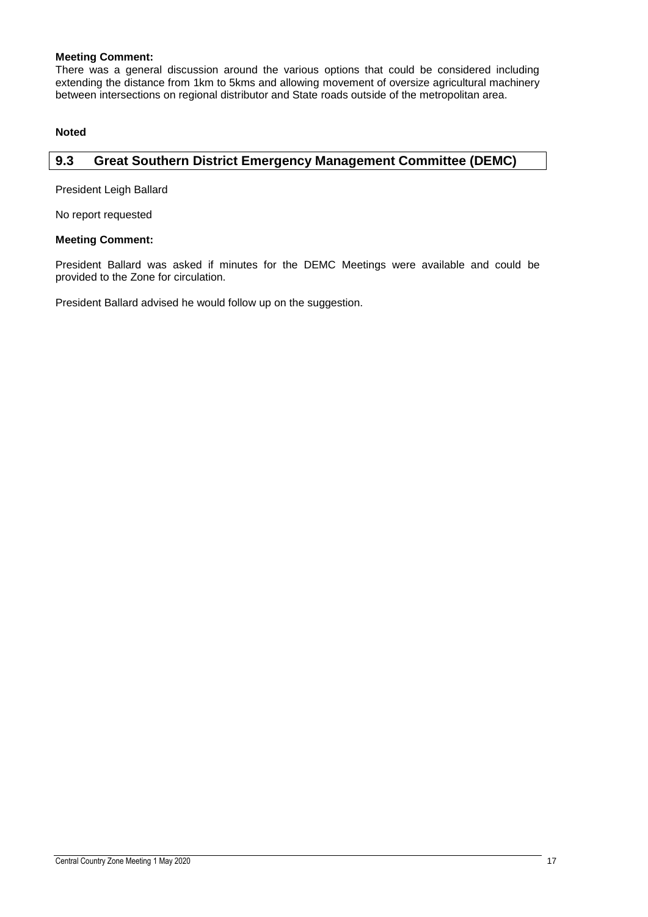**Meeting Comment:**
There was a general discussion around the various options that could be considered including extending the distance from 1km to 5kms and allowing movement of oversize agricultural machinery between intersections on regional distributor and State roads outside of the metropolitan area.

**Noted**

## 9.3 Great Southern District Emergency Management Committee (DEMC)

President Leigh Ballard

No report requested

**Meeting Comment:**

President Ballard was asked if minutes for the DEMC Meetings were available and could be provided to the Zone for circulation.

President Ballard advised he would follow up on the suggestion.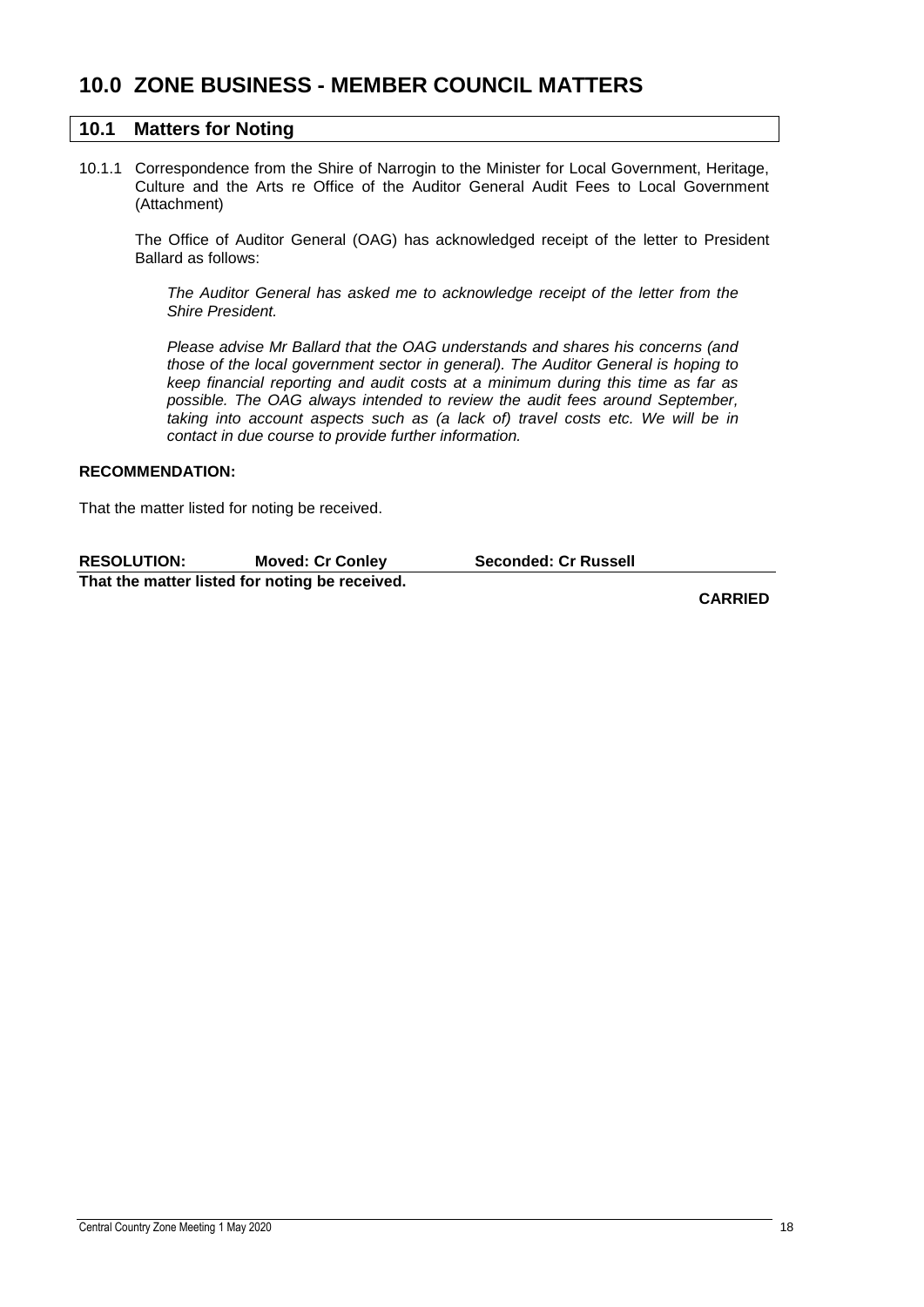# 10.0 ZONE BUSINESS - MEMBER COUNCIL MATTERS

## 10.1 Matters for Noting

10.1.1 Correspondence from the Shire of Narrogin to the Minister for Local Government, Heritage, Culture and the Arts re Office of the Auditor General Audit Fees to Local Government (Attachment)

The Office of Auditor General (OAG) has acknowledged receipt of the letter to President Ballard as follows:

*The Auditor General has asked me to acknowledge receipt of the letter from the Shire President.*

*Please advise Mr Ballard that the OAG understands and shares his concerns (and those of the local government sector in general). The Auditor General is hoping to keep financial reporting and audit costs at a minimum during this time as far as possible. The OAG always intended to review the audit fees around September, taking into account aspects such as (a lack of) travel costs etc. We will be in contact in due course to provide further information.*

**RECOMMENDATION:**

That the matter listed for noting be received.

**RESOLUTION: Moved: Cr Conley Seconded: Cr Russell**

**That the matter listed for noting be received.**

**CARRIED**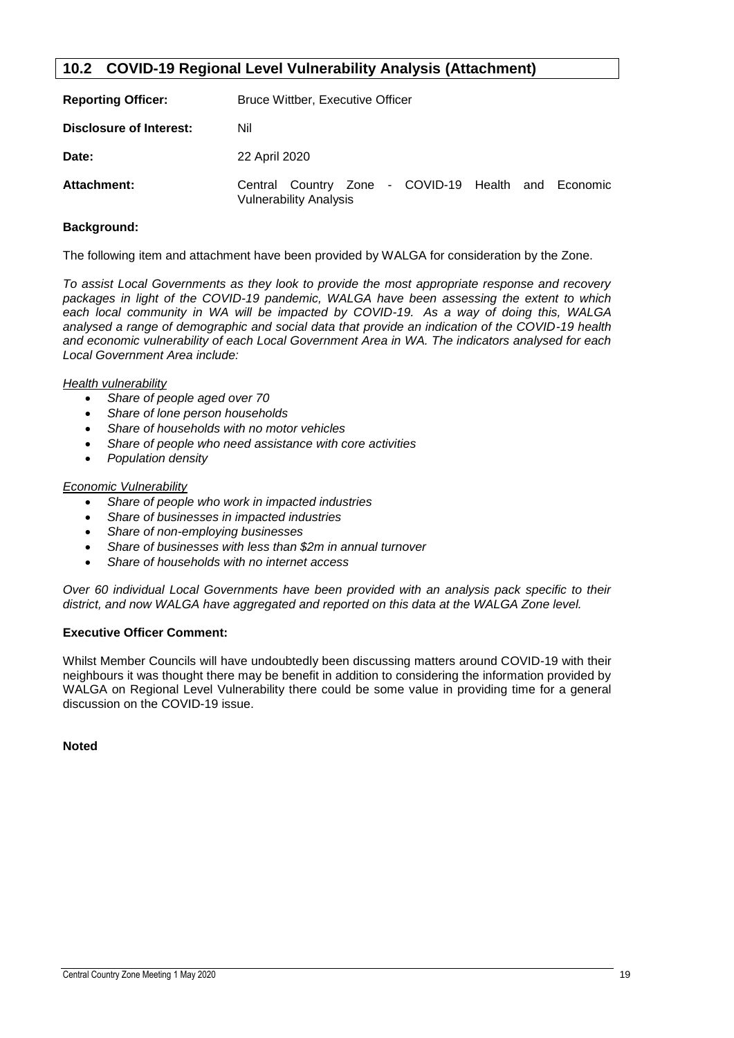## 10.2 COVID-19 Regional Level Vulnerability Analysis (Attachment)

**Reporting Officer:** Bruce Wittber, Executive Officer

**Disclosure of Interest:** Nil

**Date:** 22 April 2020

**Attachment:** Central Country Zone - COVID-19 Health and Economic Vulnerability Analysis

### Background:

The following item and attachment have been provided by WALGA for consideration by the Zone.

*To assist Local Governments as they look to provide the most appropriate response and recovery packages in light of the COVID-19 pandemic, WALGA have been assessing the extent to which each local community in WA will be impacted by COVID-19. As a way of doing this, WALGA analysed a range of demographic and social data that provide an indication of the COVID-19 health and economic vulnerability of each Local Government Area in WA. The indicators analysed for each Local Government Area include:*

*Health vulnerability*

- *Share of people aged over 70*
- *Share of lone person households*
- *Share of households with no motor vehicles*
- *Share of people who need assistance with core activities*
- *Population density*

*Economic Vulnerability*

- *Share of people who work in impacted industries*
- *Share of businesses in impacted industries*
- *Share of non-employing businesses*
- *Share of businesses with less than $2m in annual turnover*
- *Share of households with no internet access*

*Over 60 individual Local Governments have been provided with an analysis pack specific to their district, and now WALGA have aggregated and reported on this data at the WALGA Zone level.*

### Executive Officer Comment:

Whilst Member Councils will have undoubtedly been discussing matters around COVID-19 with their neighbours it was thought there may be benefit in addition to considering the information provided by WALGA on Regional Level Vulnerability there could be some value in providing time for a general discussion on the COVID-19 issue.

**Noted**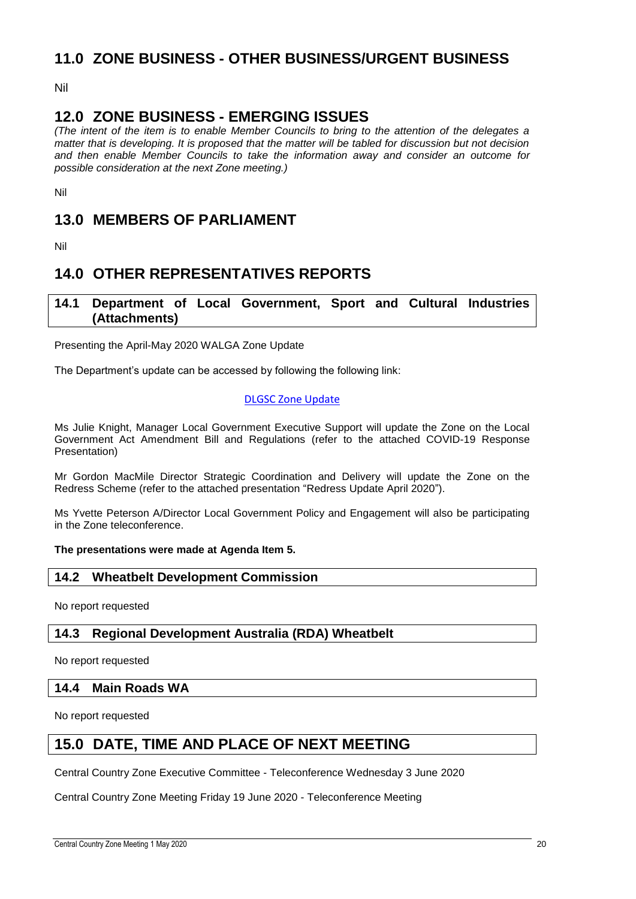## 11.0 ZONE BUSINESS - OTHER BUSINESS/URGENT BUSINESS

Nil

## 12.0 ZONE BUSINESS - EMERGING ISSUES

*(The intent of the item is to enable Member Councils to bring to the attention of the delegates a matter that is developing. It is proposed that the matter will be tabled for discussion but not decision and then enable Member Councils to take the information away and consider an outcome for possible consideration at the next Zone meeting.)*

Nil

## 13.0 MEMBERS OF PARLIAMENT

Nil

## 14.0 OTHER REPRESENTATIVES REPORTS

### 14.1 Department of Local Government, Sport and Cultural Industries (Attachments)

Presenting the April-May 2020 WALGA Zone Update

The Department's update can be accessed by following the following link:

DLGSC Zone Update

Ms Julie Knight, Manager Local Government Executive Support will update the Zone on the Local Government Act Amendment Bill and Regulations (refer to the attached COVID-19 Response Presentation)

Mr Gordon MacMile Director Strategic Coordination and Delivery will update the Zone on the Redress Scheme (refer to the attached presentation "Redress Update April 2020").

Ms Yvette Peterson A/Director Local Government Policy and Engagement will also be participating in the Zone teleconference.

**The presentations were made at Agenda Item 5.**

### 14.2 Wheatbelt Development Commission

No report requested

### 14.3 Regional Development Australia (RDA) Wheatbelt

No report requested

### 14.4 Main Roads WA

No report requested

## 15.0 DATE, TIME AND PLACE OF NEXT MEETING

Central Country Zone Executive Committee - Teleconference Wednesday 3 June 2020

Central Country Zone Meeting Friday 19 June 2020 - Teleconference Meeting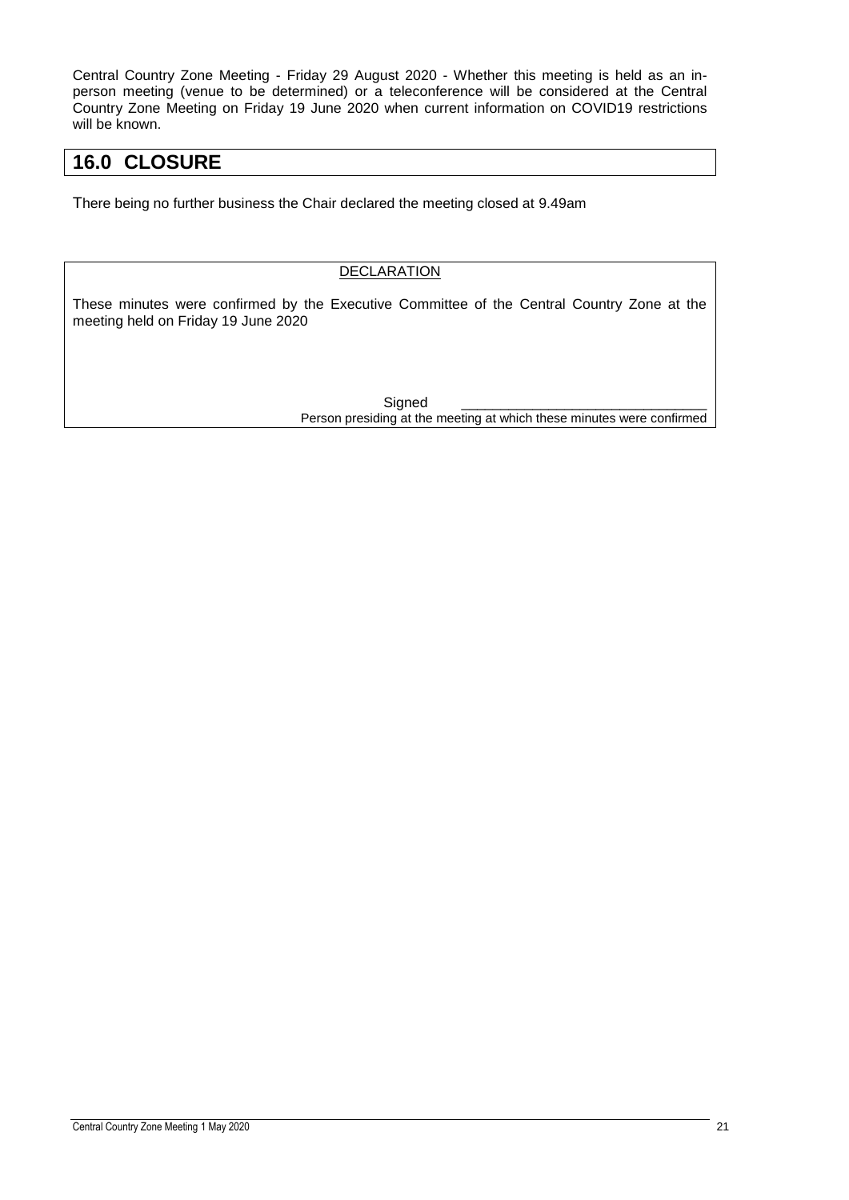Central Country Zone Meeting - Friday 29 August 2020 - Whether this meeting is held as an in-person meeting (venue to be determined) or a teleconference will be considered at the Central Country Zone Meeting on Friday 19 June 2020 when current information on COVID19 restrictions will be known.

## 16.0 CLOSURE

There being no further business the Chair declared the meeting closed at 9.49am

DECLARATION

These minutes were confirmed by the Executive Committee of the Central Country Zone at the meeting held on Friday 19 June 2020

Signed \_\_\_\_\_\_\_\_\_\_\_\_\_\_\_\_\_\_\_\_\_\_\_\_\_\_\_\_\_\_\_\_

Person presiding at the meeting at which these minutes were confirmed